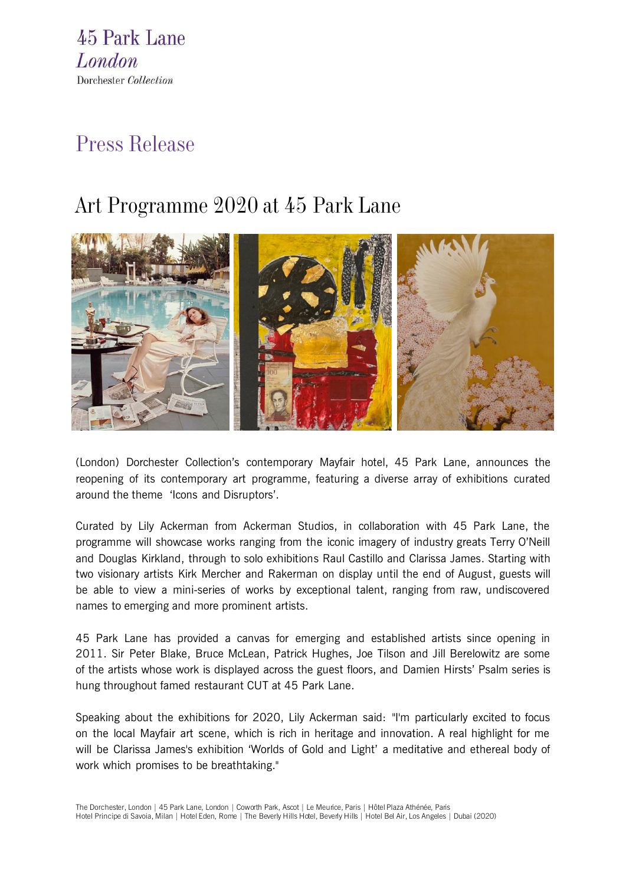45 Park Lane
*London*
Dorchester *Collection*

# Press Release

## Art Programme 2020 at 45 Park Lane

(London) Dorchester Collection's contemporary Mayfair hotel, 45 Park Lane, announces the reopening of its contemporary art programme, featuring a diverse array of exhibitions curated around the theme 'Icons and Disruptors'.

Curated by Lily Ackerman from Ackerman Studios, in collaboration with 45 Park Lane, the programme will showcase works ranging from the iconic imagery of industry greats Terry O'Neill and Douglas Kirkland, through to solo exhibitions Raul Castillo and Clarissa James. Starting with two visionary artists Kirk Mercher and Rakerman on display until the end of August, guests will be able to view a mini-series of works by exceptional talent, ranging from raw, undiscovered names to emerging and more prominent artists.

45 Park Lane has provided a canvas for emerging and established artists since opening in 2011. Sir Peter Blake, Bruce McLean, Patrick Hughes, Joe Tilson and Jill Berelowitz are some of the artists whose work is displayed across the guest floors, and Damien Hirsts' Psalm series is hung throughout famed restaurant CUT at 45 Park Lane.

Speaking about the exhibitions for 2020, Lily Ackerman said: "I'm particularly excited to focus on the local Mayfair art scene, which is rich in heritage and innovation. A real highlight for me will be Clarissa James's exhibition 'Worlds of Gold and Light' a meditative and ethereal body of work which promises to be breathtaking."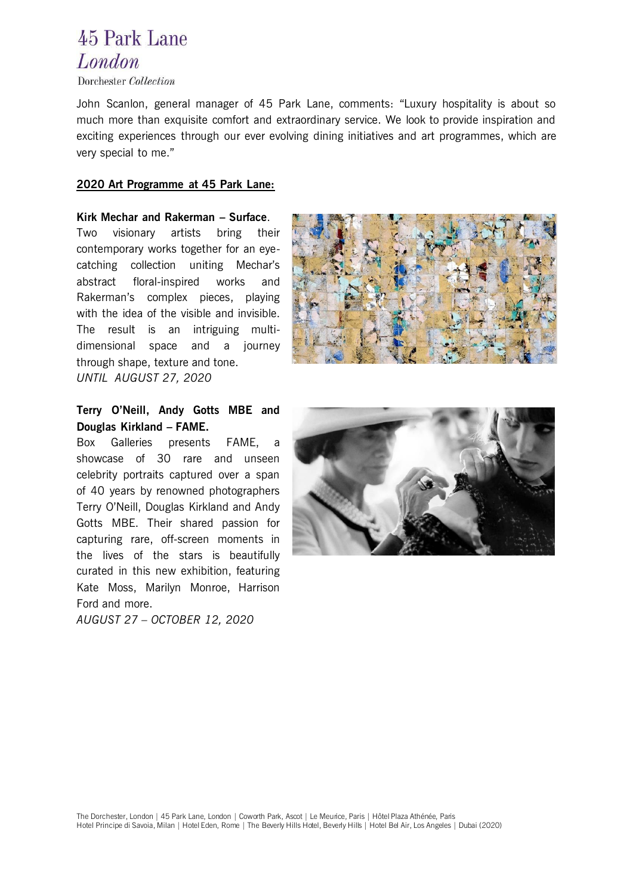John Scanlon, general manager of 45 Park Lane, comments: "Luxury hospitality is about so much more than exquisite comfort and extraordinary service. We look to provide inspiration and exciting experiences through our ever evolving dining initiatives and art programmes, which are very special to me."

**2020 Art Programme at 45 Park Lane:**

**Kirk Mechar and Rakerman – Surface**.
Two visionary artists bring their contemporary works together for an eye-catching collection uniting Mechar's abstract floral-inspired works and Rakerman's complex pieces, playing with the idea of the visible and invisible. The result is an intriguing multi-dimensional space and a journey through shape, texture and tone.
*UNTIL AUGUST 27, 2020*

**Terry O'Neill, Andy Gotts MBE and Douglas Kirkland – FAME.**
Box Galleries presents FAME, a showcase of 30 rare and unseen celebrity portraits captured over a span of 40 years by renowned photographers Terry O'Neill, Douglas Kirkland and Andy Gotts MBE. Their shared passion for capturing rare, off-screen moments in the lives of the stars is beautifully curated in this new exhibition, featuring Kate Moss, Marilyn Monroe, Harrison Ford and more.
*AUGUST 27 – OCTOBER 12, 2020*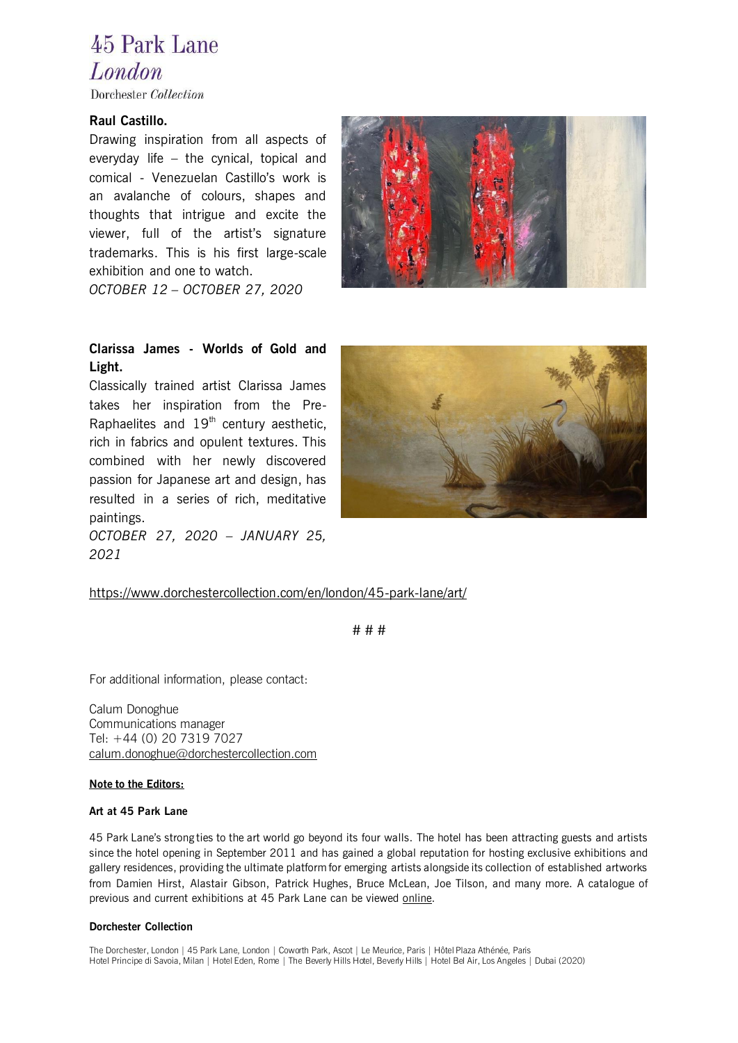45 Park Lane
*London*
Dorchester *Collection*

**Raul Castillo.**

Drawing inspiration from all aspects of everyday life – the cynical, topical and comical - Venezuelan Castillo's work is an avalanche of colours, shapes and thoughts that intrigue and excite the viewer, full of the artist's signature trademarks. This is his first large-scale exhibition and one to watch.

*OCTOBER 12 – OCTOBER 27, 2020*

**Clarissa James - Worlds of Gold and Light.**

Classically trained artist Clarissa James takes her inspiration from the Pre-Raphaelites and 19th century aesthetic, rich in fabrics and opulent textures. This combined with her newly discovered passion for Japanese art and design, has resulted in a series of rich, meditative paintings.

*OCTOBER 27, 2020 – JANUARY 25, 2021*

https://www.dorchestercollection.com/en/london/45-park-lane/art/

# # #

For additional information, please contact:

Calum Donoghue
Communications manager
Tel: +44 (0) 20 7319 7027
calum.donoghue@dorchestercollection.com

**Note to the Editors:**

**Art at 45 Park Lane**

45 Park Lane's strong ties to the art world go beyond its four walls. The hotel has been attracting guests and artists since the hotel opening in September 2011 and has gained a global reputation for hosting exclusive exhibitions and gallery residences, providing the ultimate platform for emerging artists alongside its collection of established artworks from Damien Hirst, Alastair Gibson, Patrick Hughes, Bruce McLean, Joe Tilson, and many more. A catalogue of previous and current exhibitions at 45 Park Lane can be viewed online.

**Dorchester Collection**

The Dorchester, London | 45 Park Lane, London | Coworth Park, Ascot | Le Meurice, Paris | Hôtel Plaza Athénée, Paris
Hotel Principe di Savoia, Milan | Hotel Eden, Rome | The Beverly Hills Hotel, Beverly Hills | Hotel Bel Air, Los Angeles | Dubai (2020)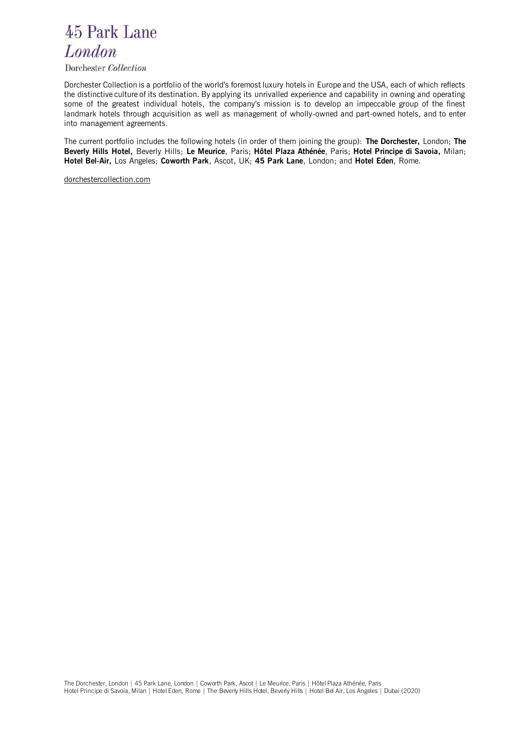# 45 Park Lane
*London*

Dorchester *Collection*

Dorchester Collection is a portfolio of the world's foremost luxury hotels in Europe and the USA, each of which reflects the distinctive culture of its destination. By applying its unrivalled experience and capability in owning and operating some of the greatest individual hotels, the company's mission is to develop an impeccable group of the finest landmark hotels through acquisition as well as management of wholly-owned and part-owned hotels, and to enter into management agreements.

The current portfolio includes the following hotels (in order of them joining the group): **The Dorchester,** London; **The Beverly Hills Hotel,** Beverly Hills; **Le Meurice**, Paris; **Hôtel Plaza Athénée**, Paris; **Hotel Principe di Savoia,** Milan; **Hotel Bel-Air,** Los Angeles; **Coworth Park**, Ascot, UK; **45 Park Lane**, London; and **Hotel Eden**, Rome.

dorchestercollection.com

The Dorchester, London | 45 Park Lane, London | Coworth Park, Ascot | Le Meurice, Paris | Hôtel Plaza Athénée, Paris
Hotel Principe di Savoia, Milan | Hotel Eden, Rome | The Beverly Hills Hotel, Beverly Hills | Hotel Bel Air, Los Angeles | Dubai (2020)